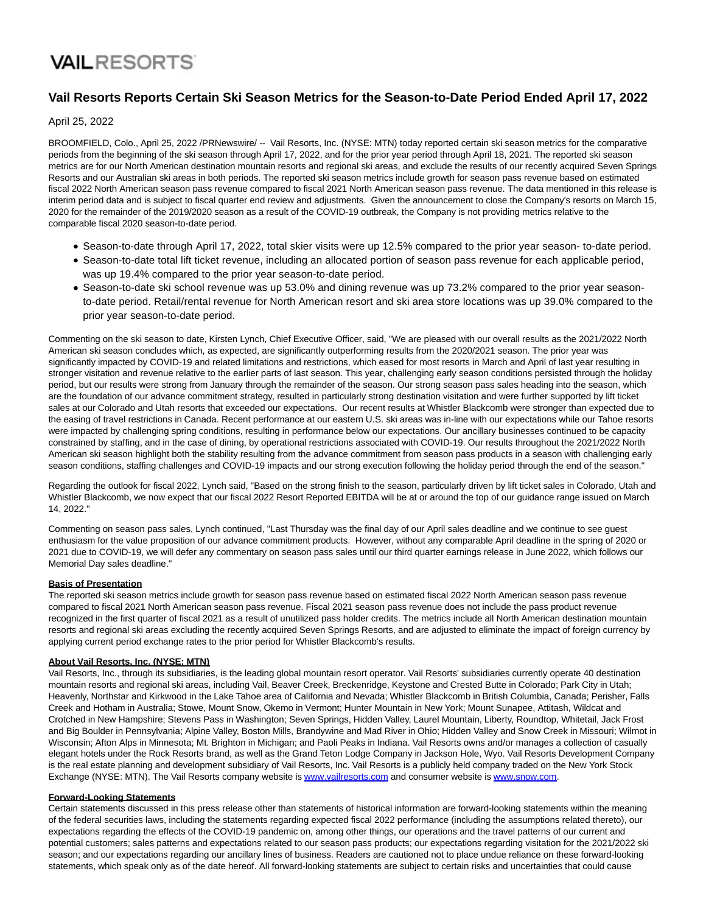VAIL RESORTS

# Vail Resorts Reports Certain Ski Season Metrics for the Season-to-Date Period Ended April 17, 2022

April 25, 2022

BROOMFIELD, Colo., April 25, 2022 /PRNewswire/ -- Vail Resorts, Inc. (NYSE: MTN) today reported certain ski season metrics for the comparative periods from the beginning of the ski season through April 17, 2022, and for the prior year period through April 18, 2021. The reported ski season metrics are for our North American destination mountain resorts and regional ski areas, and exclude the results of our recently acquired Seven Springs Resorts and our Australian ski areas in both periods. The reported ski season metrics include growth for season pass revenue based on estimated fiscal 2022 North American season pass revenue compared to fiscal 2021 North American season pass revenue. The data mentioned in this release is interim period data and is subject to fiscal quarter end review and adjustments. Given the announcement to close the Company's resorts on March 15, 2020 for the remainder of the 2019/2020 season as a result of the COVID-19 outbreak, the Company is not providing metrics relative to the comparable fiscal 2020 season-to-date period.

- Season-to-date through April 17, 2022, total skier visits were up 12.5% compared to the prior year season- to-date period.
- Season-to-date total lift ticket revenue, including an allocated portion of season pass revenue for each applicable period, was up 19.4% compared to the prior year season-to-date period.
- Season-to-date ski school revenue was up 53.0% and dining revenue was up 73.2% compared to the prior year season-to-date period. Retail/rental revenue for North American resort and ski area store locations was up 39.0% compared to the prior year season-to-date period.

Commenting on the ski season to date, Kirsten Lynch, Chief Executive Officer, said, "We are pleased with our overall results as the 2021/2022 North American ski season concludes which, as expected, are significantly outperforming results from the 2020/2021 season. The prior year was significantly impacted by COVID-19 and related limitations and restrictions, which eased for most resorts in March and April of last year resulting in stronger visitation and revenue relative to the earlier parts of last season. This year, challenging early season conditions persisted through the holiday period, but our results were strong from January through the remainder of the season. Our strong season pass sales heading into the season, which are the foundation of our advance commitment strategy, resulted in particularly strong destination visitation and were further supported by lift ticket sales at our Colorado and Utah resorts that exceeded our expectations. Our recent results at Whistler Blackcomb were stronger than expected due to the easing of travel restrictions in Canada. Recent performance at our eastern U.S. ski areas was in-line with our expectations while our Tahoe resorts were impacted by challenging spring conditions, resulting in performance below our expectations. Our ancillary businesses continued to be capacity constrained by staffing, and in the case of dining, by operational restrictions associated with COVID-19. Our results throughout the 2021/2022 North American ski season highlight both the stability resulting from the advance commitment from season pass products in a season with challenging early season conditions, staffing challenges and COVID-19 impacts and our strong execution following the holiday period through the end of the season."

Regarding the outlook for fiscal 2022, Lynch said, "Based on the strong finish to the season, particularly driven by lift ticket sales in Colorado, Utah and Whistler Blackcomb, we now expect that our fiscal 2022 Resort Reported EBITDA will be at or around the top of our guidance range issued on March 14, 2022."

Commenting on season pass sales, Lynch continued, "Last Thursday was the final day of our April sales deadline and we continue to see guest enthusiasm for the value proposition of our advance commitment products. However, without any comparable April deadline in the spring of 2020 or 2021 due to COVID-19, we will defer any commentary on season pass sales until our third quarter earnings release in June 2022, which follows our Memorial Day sales deadline."

**Basis of Presentation**

The reported ski season metrics include growth for season pass revenue based on estimated fiscal 2022 North American season pass revenue compared to fiscal 2021 North American season pass revenue. Fiscal 2021 season pass revenue does not include the pass product revenue recognized in the first quarter of fiscal 2021 as a result of unutilized pass holder credits. The metrics include all North American destination mountain resorts and regional ski areas excluding the recently acquired Seven Springs Resorts, and are adjusted to eliminate the impact of foreign currency by applying current period exchange rates to the prior period for Whistler Blackcomb's results.

**About Vail Resorts, Inc. (NYSE: MTN)**

Vail Resorts, Inc., through its subsidiaries, is the leading global mountain resort operator. Vail Resorts' subsidiaries currently operate 40 destination mountain resorts and regional ski areas, including Vail, Beaver Creek, Breckenridge, Keystone and Crested Butte in Colorado; Park City in Utah; Heavenly, Northstar and Kirkwood in the Lake Tahoe area of California and Nevada; Whistler Blackcomb in British Columbia, Canada; Perisher, Falls Creek and Hotham in Australia; Stowe, Mount Snow, Okemo in Vermont; Hunter Mountain in New York; Mount Sunapee, Attitash, Wildcat and Crotched in New Hampshire; Stevens Pass in Washington; Seven Springs, Hidden Valley, Laurel Mountain, Liberty, Roundtop, Whitetail, Jack Frost and Big Boulder in Pennsylvania; Alpine Valley, Boston Mills, Brandywine and Mad River in Ohio; Hidden Valley and Snow Creek in Missouri; Wilmot in Wisconsin; Afton Alps in Minnesota; Mt. Brighton in Michigan; and Paoli Peaks in Indiana. Vail Resorts owns and/or manages a collection of casually elegant hotels under the Rock Resorts brand, as well as the Grand Teton Lodge Company in Jackson Hole, Wyo. Vail Resorts Development Company is the real estate planning and development subsidiary of Vail Resorts, Inc. Vail Resorts is a publicly held company traded on the New York Stock Exchange (NYSE: MTN). The Vail Resorts company website is www.vailresorts.com and consumer website is www.snow.com.

**Forward-Looking Statements**

Certain statements discussed in this press release other than statements of historical information are forward-looking statements within the meaning of the federal securities laws, including the statements regarding expected fiscal 2022 performance (including the assumptions related thereto), our expectations regarding the effects of the COVID-19 pandemic on, among other things, our operations and the travel patterns of our current and potential customers; sales patterns and expectations related to our season pass products; our expectations regarding visitation for the 2021/2022 ski season; and our expectations regarding our ancillary lines of business. Readers are cautioned not to place undue reliance on these forward-looking statements, which speak only as of the date hereof. All forward-looking statements are subject to certain risks and uncertainties that could cause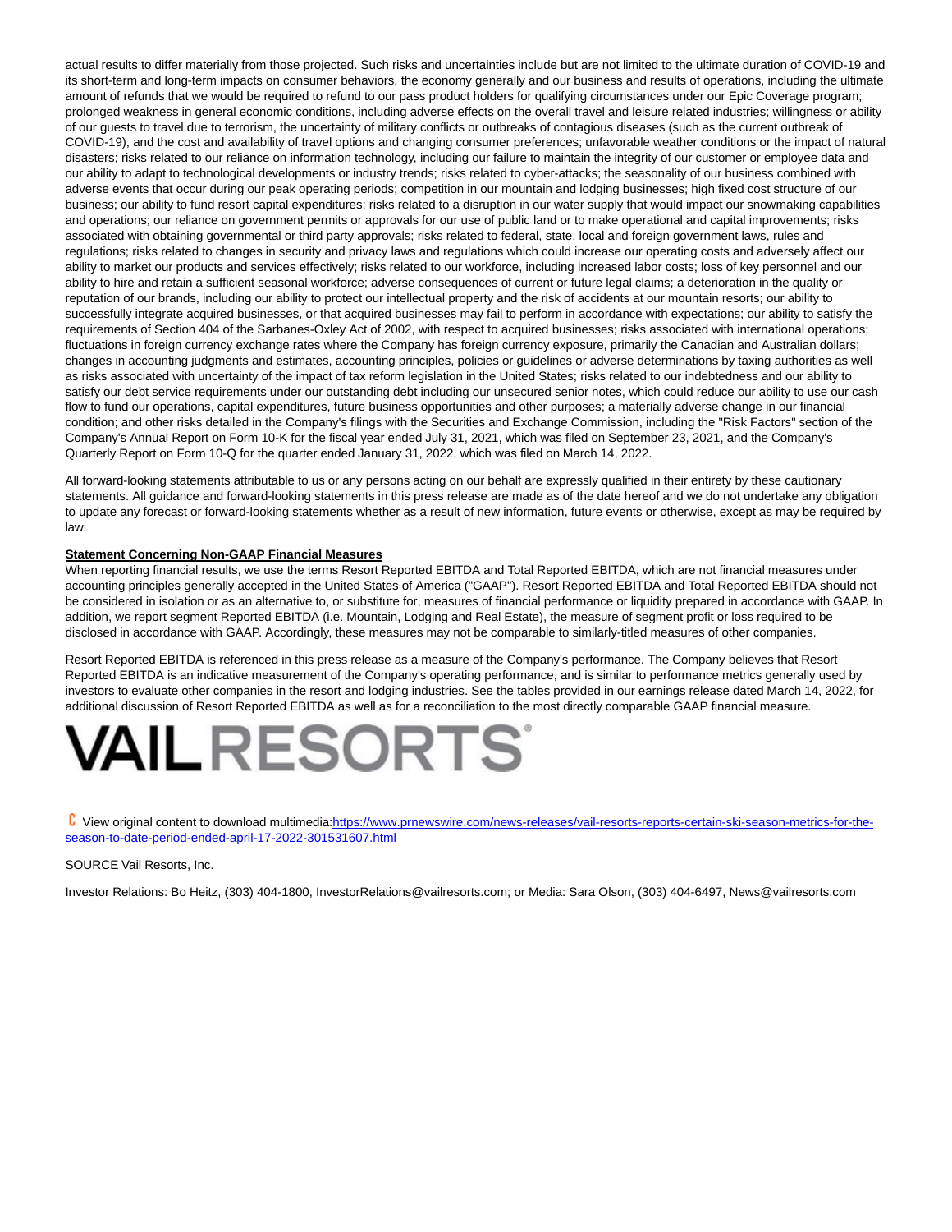actual results to differ materially from those projected. Such risks and uncertainties include but are not limited to the ultimate duration of COVID-19 and its short-term and long-term impacts on consumer behaviors, the economy generally and our business and results of operations, including the ultimate amount of refunds that we would be required to refund to our pass product holders for qualifying circumstances under our Epic Coverage program; prolonged weakness in general economic conditions, including adverse effects on the overall travel and leisure related industries; willingness or ability of our guests to travel due to terrorism, the uncertainty of military conflicts or outbreaks of contagious diseases (such as the current outbreak of COVID-19), and the cost and availability of travel options and changing consumer preferences; unfavorable weather conditions or the impact of natural disasters; risks related to our reliance on information technology, including our failure to maintain the integrity of our customer or employee data and our ability to adapt to technological developments or industry trends; risks related to cyber-attacks; the seasonality of our business combined with adverse events that occur during our peak operating periods; competition in our mountain and lodging businesses; high fixed cost structure of our business; our ability to fund resort capital expenditures; risks related to a disruption in our water supply that would impact our snowmaking capabilities and operations; our reliance on government permits or approvals for our use of public land or to make operational and capital improvements; risks associated with obtaining governmental or third party approvals; risks related to federal, state, local and foreign government laws, rules and regulations; risks related to changes in security and privacy laws and regulations which could increase our operating costs and adversely affect our ability to market our products and services effectively; risks related to our workforce, including increased labor costs; loss of key personnel and our ability to hire and retain a sufficient seasonal workforce; adverse consequences of current or future legal claims; a deterioration in the quality or reputation of our brands, including our ability to protect our intellectual property and the risk of accidents at our mountain resorts; our ability to successfully integrate acquired businesses, or that acquired businesses may fail to perform in accordance with expectations; our ability to satisfy the requirements of Section 404 of the Sarbanes-Oxley Act of 2002, with respect to acquired businesses; risks associated with international operations; fluctuations in foreign currency exchange rates where the Company has foreign currency exposure, primarily the Canadian and Australian dollars; changes in accounting judgments and estimates, accounting principles, policies or guidelines or adverse determinations by taxing authorities as well as risks associated with uncertainty of the impact of tax reform legislation in the United States; risks related to our indebtedness and our ability to satisfy our debt service requirements under our outstanding debt including our unsecured senior notes, which could reduce our ability to use our cash flow to fund our operations, capital expenditures, future business opportunities and other purposes; a materially adverse change in our financial condition; and other risks detailed in the Company's filings with the Securities and Exchange Commission, including the "Risk Factors" section of the Company's Annual Report on Form 10-K for the fiscal year ended July 31, 2021, which was filed on September 23, 2021, and the Company's Quarterly Report on Form 10-Q for the quarter ended January 31, 2022, which was filed on March 14, 2022.

All forward-looking statements attributable to us or any persons acting on our behalf are expressly qualified in their entirety by these cautionary statements. All guidance and forward-looking statements in this press release are made as of the date hereof and we do not undertake any obligation to update any forecast or forward-looking statements whether as a result of new information, future events or otherwise, except as may be required by law.

**Statement Concerning Non-GAAP Financial Measures**

When reporting financial results, we use the terms Resort Reported EBITDA and Total Reported EBITDA, which are not financial measures under accounting principles generally accepted in the United States of America ("GAAP"). Resort Reported EBITDA and Total Reported EBITDA should not be considered in isolation or as an alternative to, or substitute for, measures of financial performance or liquidity prepared in accordance with GAAP. In addition, we report segment Reported EBITDA (i.e. Mountain, Lodging and Real Estate), the measure of segment profit or loss required to be disclosed in accordance with GAAP. Accordingly, these measures may not be comparable to similarly-titled measures of other companies.

Resort Reported EBITDA is referenced in this press release as a measure of the Company's performance. The Company believes that Resort Reported EBITDA is an indicative measurement of the Company's operating performance, and is similar to performance metrics generally used by investors to evaluate other companies in the resort and lodging industries. See the tables provided in our earnings release dated March 14, 2022, for additional discussion of Resort Reported EBITDA as well as for a reconciliation to the most directly comparable GAAP financial measure.

VAIL RESORTS®

View original content to download multimedia:https://www.prnewswire.com/news-releases/vail-resorts-reports-certain-ski-season-metrics-for-the-season-to-date-period-ended-april-17-2022-301531607.html

SOURCE Vail Resorts, Inc.

Investor Relations: Bo Heitz, (303) 404-1800, InvestorRelations@vailresorts.com; or Media: Sara Olson, (303) 404-6497, News@vailresorts.com